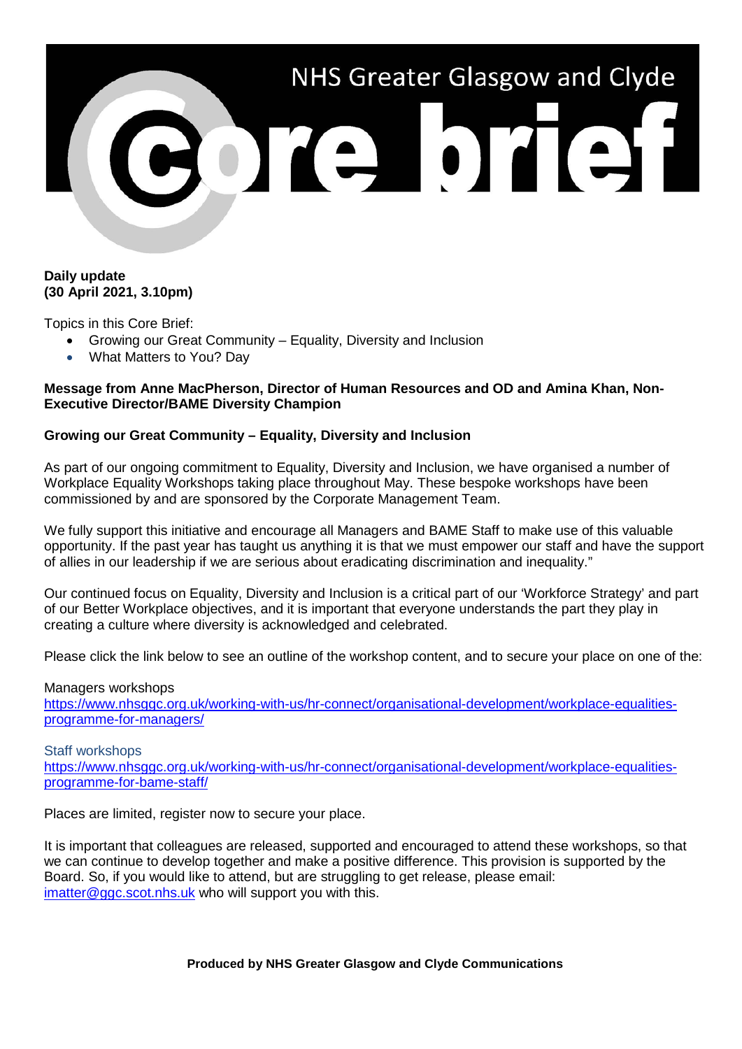# NHS Greater Glasgow and Clyde

# Core brief

**Daily update**
**(30 April 2021, 3.10pm)**

Topics in this Core Brief:

- Growing our Great Community – Equality, Diversity and Inclusion
- What Matters to You? Day

**Message from Anne MacPherson, Director of Human Resources and OD and Amina Khan, Non-Executive Director/BAME Diversity Champion**

**Growing our Great Community – Equality, Diversity and Inclusion**

As part of our ongoing commitment to Equality, Diversity and Inclusion, we have organised a number of Workplace Equality Workshops taking place throughout May. These bespoke workshops have been commissioned by and are sponsored by the Corporate Management Team.

We fully support this initiative and encourage all Managers and BAME Staff to make use of this valuable opportunity. If the past year has taught us anything it is that we must empower our staff and have the support of allies in our leadership if we are serious about eradicating discrimination and inequality."

Our continued focus on Equality, Diversity and Inclusion is a critical part of our 'Workforce Strategy' and part of our Better Workplace objectives, and it is important that everyone understands the part they play in creating a culture where diversity is acknowledged and celebrated.

Please click the link below to see an outline of the workshop content, and to secure your place on one of the:

Managers workshops
https://www.nhsggc.org.uk/working-with-us/hr-connect/organisational-development/workplace-equalities-programme-for-managers/

Staff workshops
https://www.nhsggc.org.uk/working-with-us/hr-connect/organisational-development/workplace-equalities-programme-for-bame-staff/

Places are limited, register now to secure your place.

It is important that colleagues are released, supported and encouraged to attend these workshops, so that we can continue to develop together and make a positive difference. This provision is supported by the Board. So, if you would like to attend, but are struggling to get release, please email: imatter@ggc.scot.nhs.uk who will support you with this.

**Produced by NHS Greater Glasgow and Clyde Communications**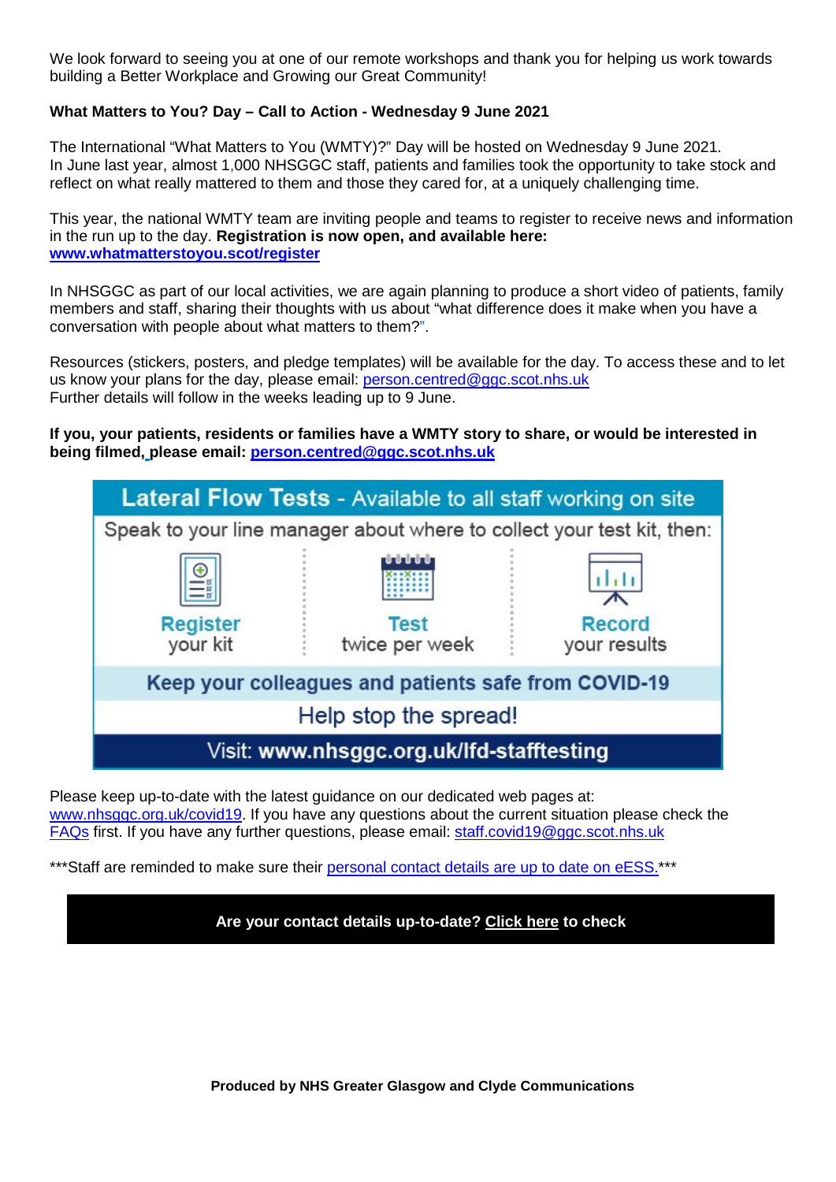We look forward to seeing you at one of our remote workshops and thank you for helping us work towards building a Better Workplace and Growing our Great Community!

**What Matters to You? Day – Call to Action - Wednesday 9 June 2021**

The International "What Matters to You (WMTY)?" Day will be hosted on Wednesday 9 June 2021.
In June last year, almost 1,000 NHSGGC staff, patients and families took the opportunity to take stock and reflect on what really mattered to them and those they cared for, at a uniquely challenging time.

This year, the national WMTY team are inviting people and teams to register to receive news and information in the run up to the day. **Registration is now open, and available here:** **[www.whatmatterstoyou.scot/register](www.whatmatterstoyou.scot/register)**

In NHSGGC as part of our local activities, we are again planning to produce a short video of patients, family members and staff, sharing their thoughts with us about "what difference does it make when you have a conversation with people about what matters to them?".

Resources (stickers, posters, and pledge templates) will be available for the day. To access these and to let us know your plans for the day, please email: [person.centred@ggc.scot.nhs.uk](mailto:person.centred@ggc.scot.nhs.uk)
Further details will follow in the weeks leading up to 9 June.

**If you, your patients, residents or families have a WMTY story to share, or would be interested in being filmed, please email: [person.centred@ggc.scot.nhs.uk](mailto:person.centred@ggc.scot.nhs.uk)**

**Lateral Flow Tests** - Available to all staff working on site

Speak to your line manager about where to collect your test kit, then:

**Register** your kit

**Test** twice per week

**Record** your results

**Keep your colleagues and patients safe from COVID-19**

Help stop the spread!

Visit: **www.nhsggc.org.uk/lfd-stafftesting**

Please keep up-to-date with the latest guidance on our dedicated web pages at: [www.nhsggc.org.uk/covid19](www.nhsggc.org.uk/covid19). If you have any questions about the current situation please check the [FAQs](#) first. If you have any further questions, please email: [staff.covid19@ggc.scot.nhs.uk](mailto:staff.covid19@ggc.scot.nhs.uk)

***Staff are reminded to make sure their [personal contact details are up to date on eESS.](#)***

**Are your contact details up-to-date? [Click here](#) to check**

**Produced by NHS Greater Glasgow and Clyde Communications**